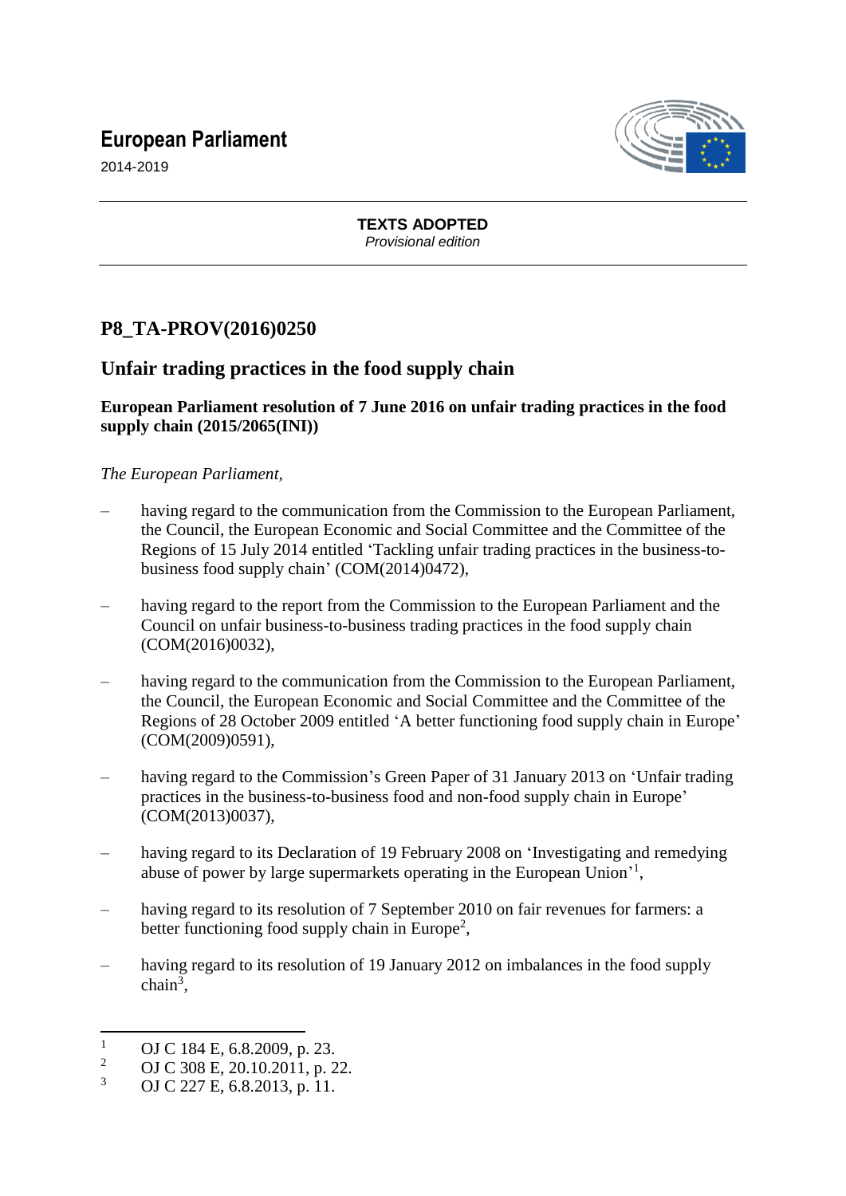# European Parliament

2014-2019

**TEXTS ADOPTED**
*Provisional edition*

## P8_TA-PROV(2016)0250

## Unfair trading practices in the food supply chain

**European Parliament resolution of 7 June 2016 on unfair trading practices in the food supply chain (2015/2065(INI))**

*The European Parliament,*

– having regard to the communication from the Commission to the European Parliament, the Council, the European Economic and Social Committee and the Committee of the Regions of 15 July 2014 entitled 'Tackling unfair trading practices in the business-to-business food supply chain' (COM(2014)0472),

– having regard to the report from the Commission to the European Parliament and the Council on unfair business-to-business trading practices in the food supply chain (COM(2016)0032),

– having regard to the communication from the Commission to the European Parliament, the Council, the European Economic and Social Committee and the Committee of the Regions of 28 October 2009 entitled 'A better functioning food supply chain in Europe' (COM(2009)0591),

– having regard to the Commission's Green Paper of 31 January 2013 on 'Unfair trading practices in the business-to-business food and non-food supply chain in Europe' (COM(2013)0037),

– having regard to its Declaration of 19 February 2008 on 'Investigating and remedying abuse of power by large supermarkets operating in the European Union'[1],

– having regard to its resolution of 7 September 2010 on fair revenues for farmers: a better functioning food supply chain in Europe[2],

– having regard to its resolution of 19 January 2012 on imbalances in the food supply chain[3],

---

[1] OJ C 184 E, 6.8.2009, p. 23.
[2] OJ C 308 E, 20.10.2011, p. 22.
[3] OJ C 227 E, 6.8.2013, p. 11.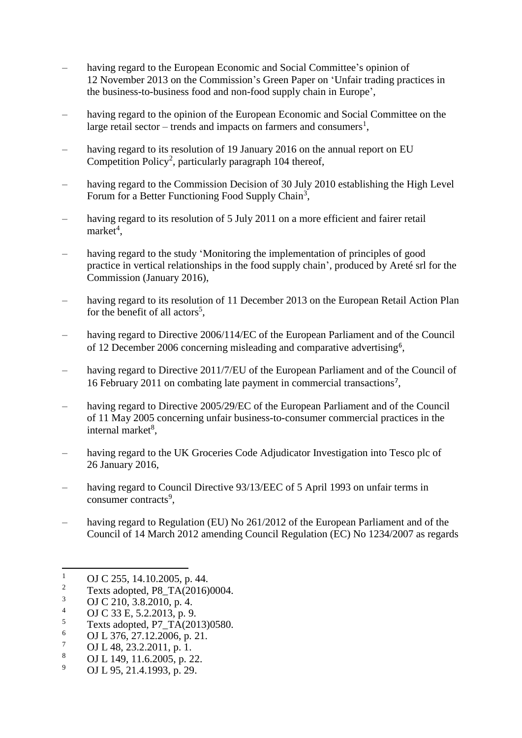- having regard to the European Economic and Social Committee's opinion of 12 November 2013 on the Commission's Green Paper on 'Unfair trading practices in the business-to-business food and non-food supply chain in Europe',

- having regard to the opinion of the European Economic and Social Committee on the large retail sector – trends and impacts on farmers and consumers[1],

- having regard to its resolution of 19 January 2016 on the annual report on EU Competition Policy[2], particularly paragraph 104 thereof,

- having regard to the Commission Decision of 30 July 2010 establishing the High Level Forum for a Better Functioning Food Supply Chain[3],

- having regard to its resolution of 5 July 2011 on a more efficient and fairer retail market[4],

- having regard to the study 'Monitoring the implementation of principles of good practice in vertical relationships in the food supply chain', produced by Areté srl for the Commission (January 2016),

- having regard to its resolution of 11 December 2013 on the European Retail Action Plan for the benefit of all actors[5],

- having regard to Directive 2006/114/EC of the European Parliament and of the Council of 12 December 2006 concerning misleading and comparative advertising[6],

- having regard to Directive 2011/7/EU of the European Parliament and of the Council of 16 February 2011 on combating late payment in commercial transactions[7],

- having regard to Directive 2005/29/EC of the European Parliament and of the Council of 11 May 2005 concerning unfair business-to-consumer commercial practices in the internal market[8],

- having regard to the UK Groceries Code Adjudicator Investigation into Tesco plc of 26 January 2016,

- having regard to Council Directive 93/13/EEC of 5 April 1993 on unfair terms in consumer contracts[9],

- having regard to Regulation (EU) No 261/2012 of the European Parliament and of the Council of 14 March 2012 amending Council Regulation (EC) No 1234/2007 as regards

---

[1] OJ C 255, 14.10.2005, p. 44.
[2] Texts adopted, P8_TA(2016)0004.
[3] OJ C 210, 3.8.2010, p. 4.
[4] OJ C 33 E, 5.2.2013, p. 9.
[5] Texts adopted, P7_TA(2013)0580.
[6] OJ L 376, 27.12.2006, p. 21.
[7] OJ L 48, 23.2.2011, p. 1.
[8] OJ L 149, 11.6.2005, p. 22.
[9] OJ L 95, 21.4.1993, p. 29.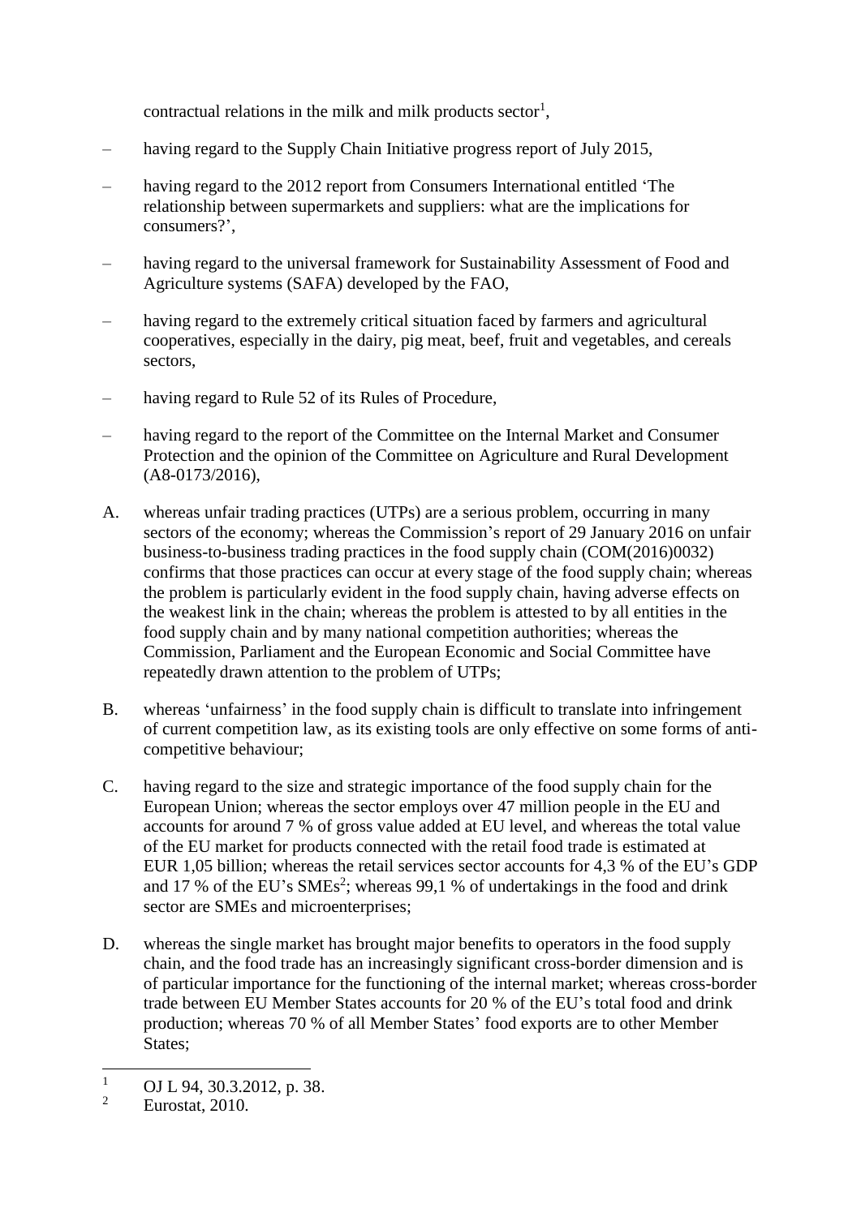contractual relations in the milk and milk products sector[1],

– having regard to the Supply Chain Initiative progress report of July 2015,

– having regard to the 2012 report from Consumers International entitled 'The relationship between supermarkets and suppliers: what are the implications for consumers?',

– having regard to the universal framework for Sustainability Assessment of Food and Agriculture systems (SAFA) developed by the FAO,

– having regard to the extremely critical situation faced by farmers and agricultural cooperatives, especially in the dairy, pig meat, beef, fruit and vegetables, and cereals sectors,

– having regard to Rule 52 of its Rules of Procedure,

– having regard to the report of the Committee on the Internal Market and Consumer Protection and the opinion of the Committee on Agriculture and Rural Development (A8-0173/2016),

A. whereas unfair trading practices (UTPs) are a serious problem, occurring in many sectors of the economy; whereas the Commission's report of 29 January 2016 on unfair business-to-business trading practices in the food supply chain (COM(2016)0032) confirms that those practices can occur at every stage of the food supply chain; whereas the problem is particularly evident in the food supply chain, having adverse effects on the weakest link in the chain; whereas the problem is attested to by all entities in the food supply chain and by many national competition authorities; whereas the Commission, Parliament and the European Economic and Social Committee have repeatedly drawn attention to the problem of UTPs;

B. whereas 'unfairness' in the food supply chain is difficult to translate into infringement of current competition law, as its existing tools are only effective on some forms of anti-competitive behaviour;

C. having regard to the size and strategic importance of the food supply chain for the European Union; whereas the sector employs over 47 million people in the EU and accounts for around 7 % of gross value added at EU level, and whereas the total value of the EU market for products connected with the retail food trade is estimated at EUR 1,05 billion; whereas the retail services sector accounts for 4,3 % of the EU's GDP and 17 % of the EU's SMEs[2]; whereas 99,1 % of undertakings in the food and drink sector are SMEs and microenterprises;

D. whereas the single market has brought major benefits to operators in the food supply chain, and the food trade has an increasingly significant cross-border dimension and is of particular importance for the functioning of the internal market; whereas cross-border trade between EU Member States accounts for 20 % of the EU's total food and drink production; whereas 70 % of all Member States' food exports are to other Member States;

---

[1] OJ L 94, 30.3.2012, p. 38.

[2] Eurostat, 2010.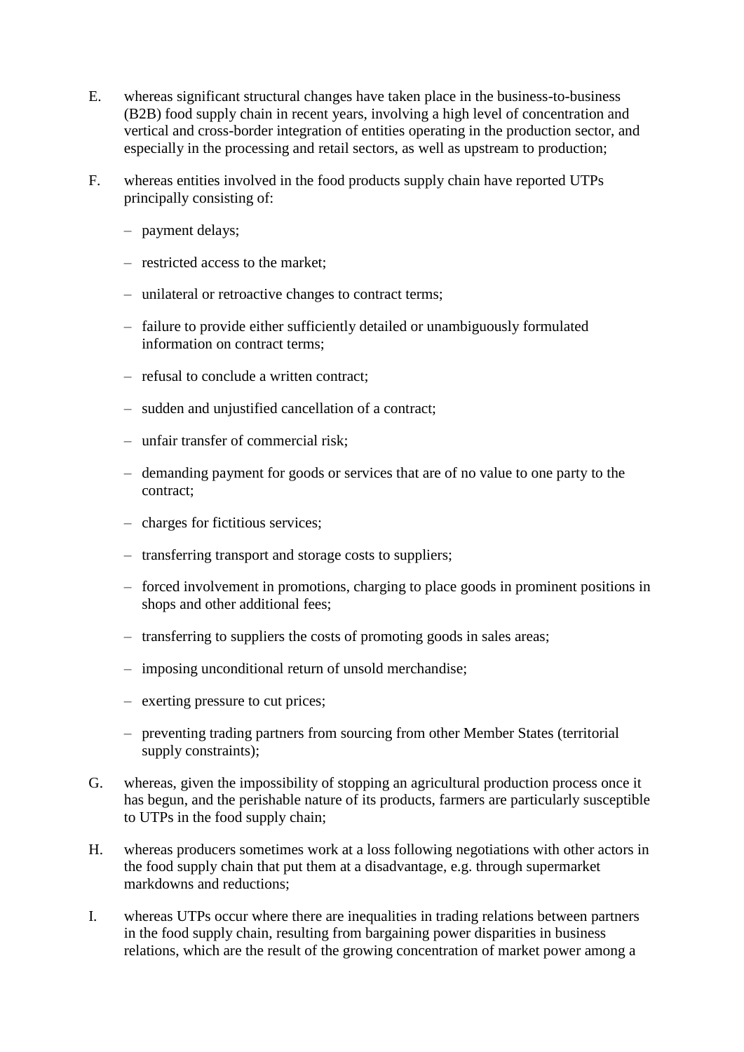E. whereas significant structural changes have taken place in the business-to-business (B2B) food supply chain in recent years, involving a high level of concentration and vertical and cross-border integration of entities operating in the production sector, and especially in the processing and retail sectors, as well as upstream to production;

F. whereas entities involved in the food products supply chain have reported UTPs principally consisting of:

- payment delays;
- restricted access to the market;
- unilateral or retroactive changes to contract terms;
- failure to provide either sufficiently detailed or unambiguously formulated information on contract terms;
- refusal to conclude a written contract;
- sudden and unjustified cancellation of a contract;
- unfair transfer of commercial risk;
- demanding payment for goods or services that are of no value to one party to the contract;
- charges for fictitious services;
- transferring transport and storage costs to suppliers;
- forced involvement in promotions, charging to place goods in prominent positions in shops and other additional fees;
- transferring to suppliers the costs of promoting goods in sales areas;
- imposing unconditional return of unsold merchandise;
- exerting pressure to cut prices;
- preventing trading partners from sourcing from other Member States (territorial supply constraints);

G. whereas, given the impossibility of stopping an agricultural production process once it has begun, and the perishable nature of its products, farmers are particularly susceptible to UTPs in the food supply chain;

H. whereas producers sometimes work at a loss following negotiations with other actors in the food supply chain that put them at a disadvantage, e.g. through supermarket markdowns and reductions;

I. whereas UTPs occur where there are inequalities in trading relations between partners in the food supply chain, resulting from bargaining power disparities in business relations, which are the result of the growing concentration of market power among a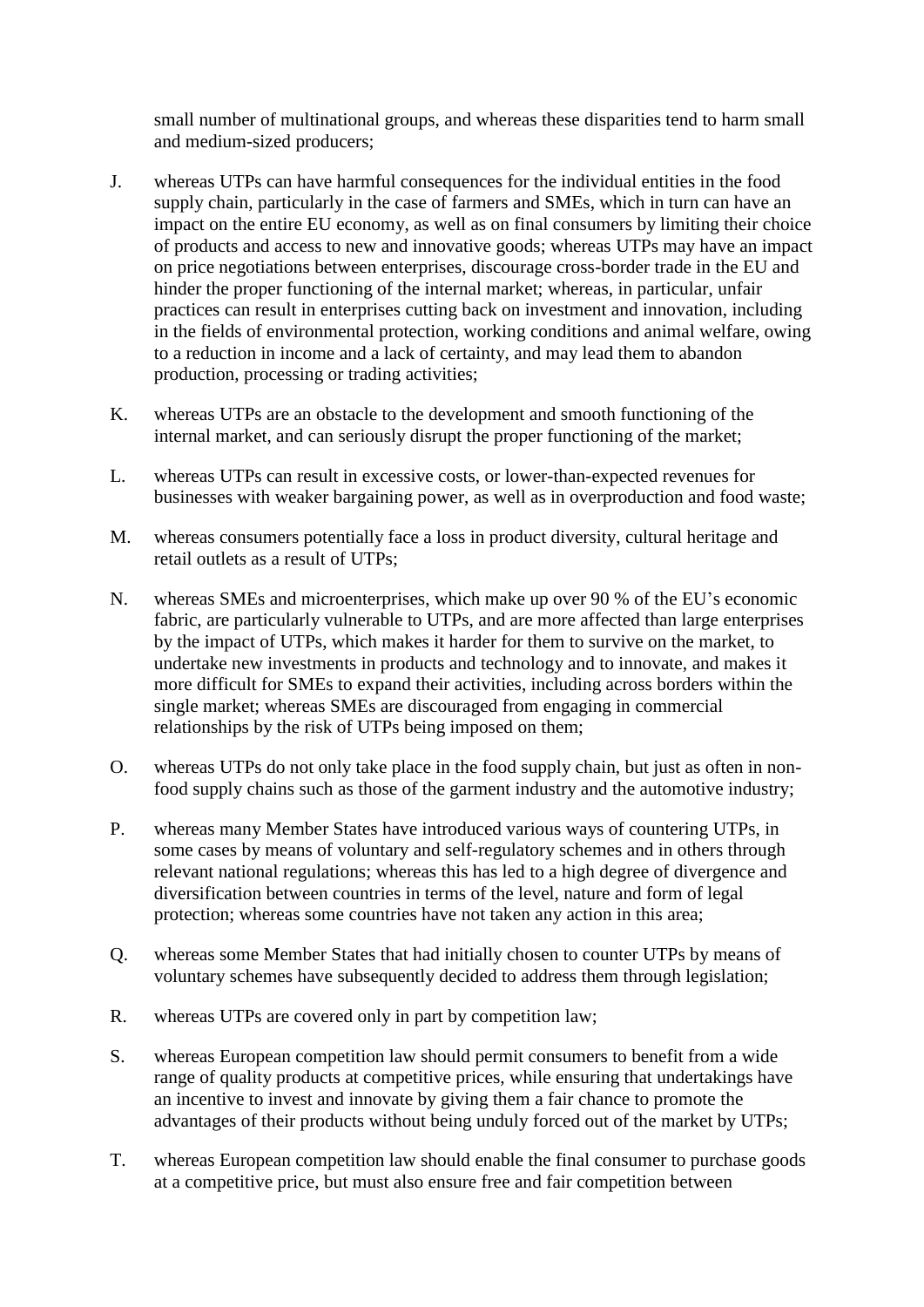small number of multinational groups, and whereas these disparities tend to harm small and medium-sized producers;

J. whereas UTPs can have harmful consequences for the individual entities in the food supply chain, particularly in the case of farmers and SMEs, which in turn can have an impact on the entire EU economy, as well as on final consumers by limiting their choice of products and access to new and innovative goods; whereas UTPs may have an impact on price negotiations between enterprises, discourage cross-border trade in the EU and hinder the proper functioning of the internal market; whereas, in particular, unfair practices can result in enterprises cutting back on investment and innovation, including in the fields of environmental protection, working conditions and animal welfare, owing to a reduction in income and a lack of certainty, and may lead them to abandon production, processing or trading activities;

K. whereas UTPs are an obstacle to the development and smooth functioning of the internal market, and can seriously disrupt the proper functioning of the market;

L. whereas UTPs can result in excessive costs, or lower-than-expected revenues for businesses with weaker bargaining power, as well as in overproduction and food waste;

M. whereas consumers potentially face a loss in product diversity, cultural heritage and retail outlets as a result of UTPs;

N. whereas SMEs and microenterprises, which make up over 90 % of the EU's economic fabric, are particularly vulnerable to UTPs, and are more affected than large enterprises by the impact of UTPs, which makes it harder for them to survive on the market, to undertake new investments in products and technology and to innovate, and makes it more difficult for SMEs to expand their activities, including across borders within the single market; whereas SMEs are discouraged from engaging in commercial relationships by the risk of UTPs being imposed on them;

O. whereas UTPs do not only take place in the food supply chain, but just as often in non-food supply chains such as those of the garment industry and the automotive industry;

P. whereas many Member States have introduced various ways of countering UTPs, in some cases by means of voluntary and self-regulatory schemes and in others through relevant national regulations; whereas this has led to a high degree of divergence and diversification between countries in terms of the level, nature and form of legal protection; whereas some countries have not taken any action in this area;

Q. whereas some Member States that had initially chosen to counter UTPs by means of voluntary schemes have subsequently decided to address them through legislation;

R. whereas UTPs are covered only in part by competition law;

S. whereas European competition law should permit consumers to benefit from a wide range of quality products at competitive prices, while ensuring that undertakings have an incentive to invest and innovate by giving them a fair chance to promote the advantages of their products without being unduly forced out of the market by UTPs;

T. whereas European competition law should enable the final consumer to purchase goods at a competitive price, but must also ensure free and fair competition between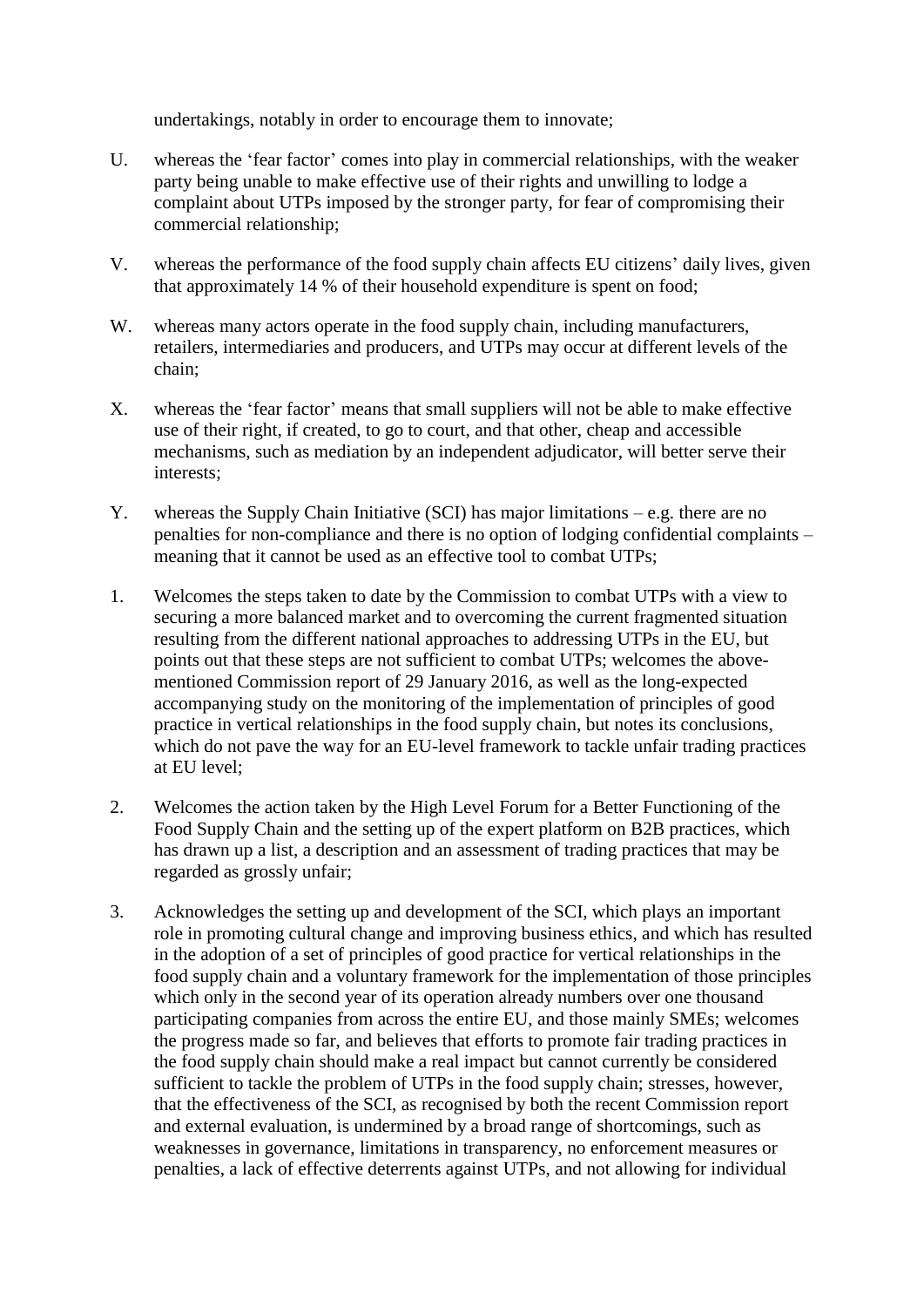undertakings, notably in order to encourage them to innovate;

U. whereas the 'fear factor' comes into play in commercial relationships, with the weaker party being unable to make effective use of their rights and unwilling to lodge a complaint about UTPs imposed by the stronger party, for fear of compromising their commercial relationship;

V. whereas the performance of the food supply chain affects EU citizens' daily lives, given that approximately 14 % of their household expenditure is spent on food;

W. whereas many actors operate in the food supply chain, including manufacturers, retailers, intermediaries and producers, and UTPs may occur at different levels of the chain;

X. whereas the 'fear factor' means that small suppliers will not be able to make effective use of their right, if created, to go to court, and that other, cheap and accessible mechanisms, such as mediation by an independent adjudicator, will better serve their interests;

Y. whereas the Supply Chain Initiative (SCI) has major limitations – e.g. there are no penalties for non-compliance and there is no option of lodging confidential complaints – meaning that it cannot be used as an effective tool to combat UTPs;

1. Welcomes the steps taken to date by the Commission to combat UTPs with a view to securing a more balanced market and to overcoming the current fragmented situation resulting from the different national approaches to addressing UTPs in the EU, but points out that these steps are not sufficient to combat UTPs; welcomes the above-mentioned Commission report of 29 January 2016, as well as the long-expected accompanying study on the monitoring of the implementation of principles of good practice in vertical relationships in the food supply chain, but notes its conclusions, which do not pave the way for an EU-level framework to tackle unfair trading practices at EU level;

2. Welcomes the action taken by the High Level Forum for a Better Functioning of the Food Supply Chain and the setting up of the expert platform on B2B practices, which has drawn up a list, a description and an assessment of trading practices that may be regarded as grossly unfair;

3. Acknowledges the setting up and development of the SCI, which plays an important role in promoting cultural change and improving business ethics, and which has resulted in the adoption of a set of principles of good practice for vertical relationships in the food supply chain and a voluntary framework for the implementation of those principles which only in the second year of its operation already numbers over one thousand participating companies from across the entire EU, and those mainly SMEs; welcomes the progress made so far, and believes that efforts to promote fair trading practices in the food supply chain should make a real impact but cannot currently be considered sufficient to tackle the problem of UTPs in the food supply chain; stresses, however, that the effectiveness of the SCI, as recognised by both the recent Commission report and external evaluation, is undermined by a broad range of shortcomings, such as weaknesses in governance, limitations in transparency, no enforcement measures or penalties, a lack of effective deterrents against UTPs, and not allowing for individual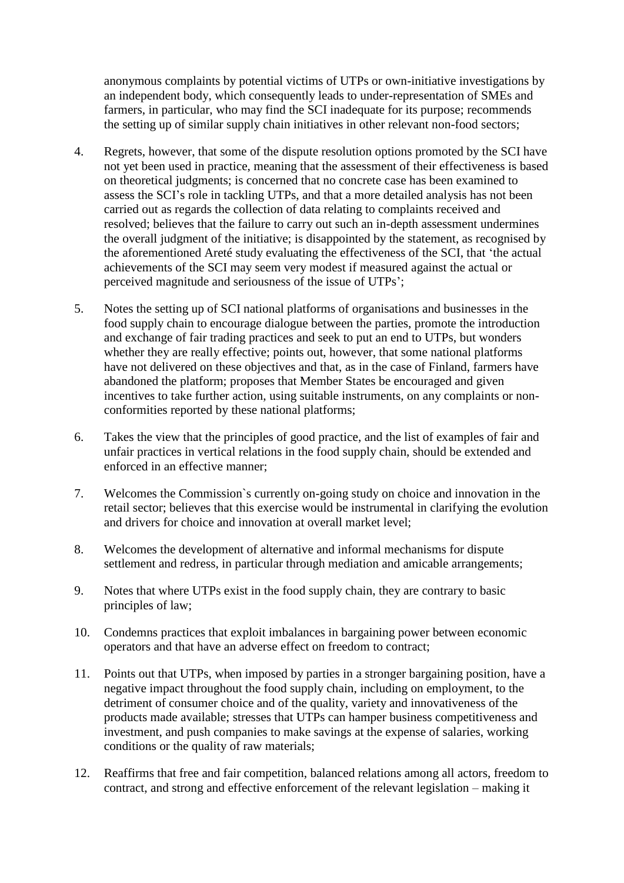anonymous complaints by potential victims of UTPs or own-initiative investigations by an independent body, which consequently leads to under-representation of SMEs and farmers, in particular, who may find the SCI inadequate for its purpose; recommends the setting up of similar supply chain initiatives in other relevant non-food sectors;

4. Regrets, however, that some of the dispute resolution options promoted by the SCI have not yet been used in practice, meaning that the assessment of their effectiveness is based on theoretical judgments; is concerned that no concrete case has been examined to assess the SCI's role in tackling UTPs, and that a more detailed analysis has not been carried out as regards the collection of data relating to complaints received and resolved; believes that the failure to carry out such an in-depth assessment undermines the overall judgment of the initiative; is disappointed by the statement, as recognised by the aforementioned Areté study evaluating the effectiveness of the SCI, that 'the actual achievements of the SCI may seem very modest if measured against the actual or perceived magnitude and seriousness of the issue of UTPs';

5. Notes the setting up of SCI national platforms of organisations and businesses in the food supply chain to encourage dialogue between the parties, promote the introduction and exchange of fair trading practices and seek to put an end to UTPs, but wonders whether they are really effective; points out, however, that some national platforms have not delivered on these objectives and that, as in the case of Finland, farmers have abandoned the platform; proposes that Member States be encouraged and given incentives to take further action, using suitable instruments, on any complaints or non-conformities reported by these national platforms;

6. Takes the view that the principles of good practice, and the list of examples of fair and unfair practices in vertical relations in the food supply chain, should be extended and enforced in an effective manner;

7. Welcomes the Commission`s currently on-going study on choice and innovation in the retail sector; believes that this exercise would be instrumental in clarifying the evolution and drivers for choice and innovation at overall market level;

8. Welcomes the development of alternative and informal mechanisms for dispute settlement and redress, in particular through mediation and amicable arrangements;

9. Notes that where UTPs exist in the food supply chain, they are contrary to basic principles of law;

10. Condemns practices that exploit imbalances in bargaining power between economic operators and that have an adverse effect on freedom to contract;

11. Points out that UTPs, when imposed by parties in a stronger bargaining position, have a negative impact throughout the food supply chain, including on employment, to the detriment of consumer choice and of the quality, variety and innovativeness of the products made available; stresses that UTPs can hamper business competitiveness and investment, and push companies to make savings at the expense of salaries, working conditions or the quality of raw materials;

12. Reaffirms that free and fair competition, balanced relations among all actors, freedom to contract, and strong and effective enforcement of the relevant legislation – making it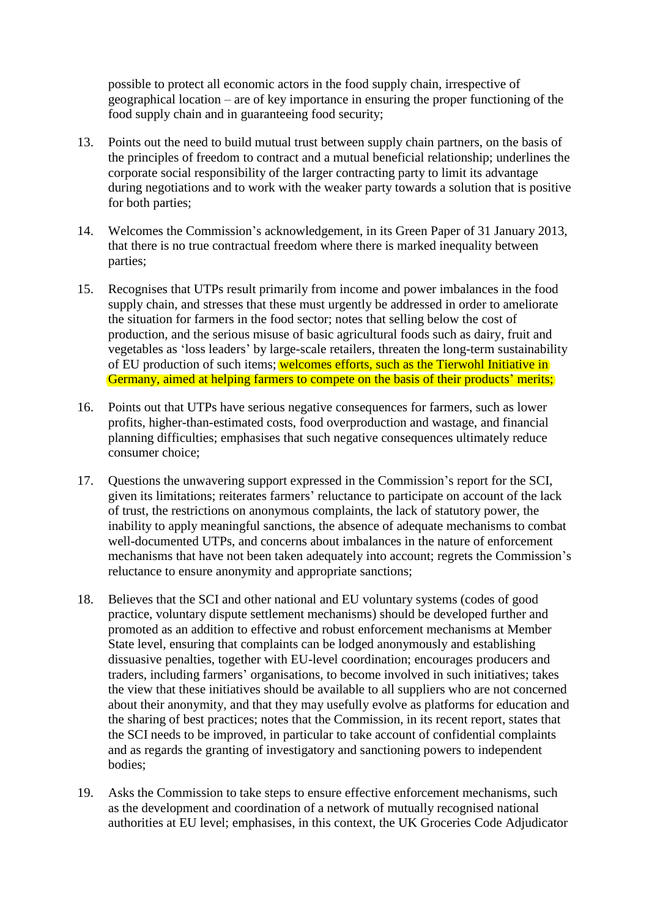possible to protect all economic actors in the food supply chain, irrespective of geographical location – are of key importance in ensuring the proper functioning of the food supply chain and in guaranteeing food security;

13. Points out the need to build mutual trust between supply chain partners, on the basis of the principles of freedom to contract and a mutual beneficial relationship; underlines the corporate social responsibility of the larger contracting party to limit its advantage during negotiations and to work with the weaker party towards a solution that is positive for both parties;

14. Welcomes the Commission's acknowledgement, in its Green Paper of 31 January 2013, that there is no true contractual freedom where there is marked inequality between parties;

15. Recognises that UTPs result primarily from income and power imbalances in the food supply chain, and stresses that these must urgently be addressed in order to ameliorate the situation for farmers in the food sector; notes that selling below the cost of production, and the serious misuse of basic agricultural foods such as dairy, fruit and vegetables as 'loss leaders' by large-scale retailers, threaten the long-term sustainability of EU production of such items; welcomes efforts, such as the Tierwohl Initiative in Germany, aimed at helping farmers to compete on the basis of their products' merits;

16. Points out that UTPs have serious negative consequences for farmers, such as lower profits, higher-than-estimated costs, food overproduction and wastage, and financial planning difficulties; emphasises that such negative consequences ultimately reduce consumer choice;

17. Questions the unwavering support expressed in the Commission's report for the SCI, given its limitations; reiterates farmers' reluctance to participate on account of the lack of trust, the restrictions on anonymous complaints, the lack of statutory power, the inability to apply meaningful sanctions, the absence of adequate mechanisms to combat well-documented UTPs, and concerns about imbalances in the nature of enforcement mechanisms that have not been taken adequately into account; regrets the Commission's reluctance to ensure anonymity and appropriate sanctions;

18. Believes that the SCI and other national and EU voluntary systems (codes of good practice, voluntary dispute settlement mechanisms) should be developed further and promoted as an addition to effective and robust enforcement mechanisms at Member State level, ensuring that complaints can be lodged anonymously and establishing dissuasive penalties, together with EU-level coordination; encourages producers and traders, including farmers' organisations, to become involved in such initiatives; takes the view that these initiatives should be available to all suppliers who are not concerned about their anonymity, and that they may usefully evolve as platforms for education and the sharing of best practices; notes that the Commission, in its recent report, states that the SCI needs to be improved, in particular to take account of confidential complaints and as regards the granting of investigatory and sanctioning powers to independent bodies;

19. Asks the Commission to take steps to ensure effective enforcement mechanisms, such as the development and coordination of a network of mutually recognised national authorities at EU level; emphasises, in this context, the UK Groceries Code Adjudicator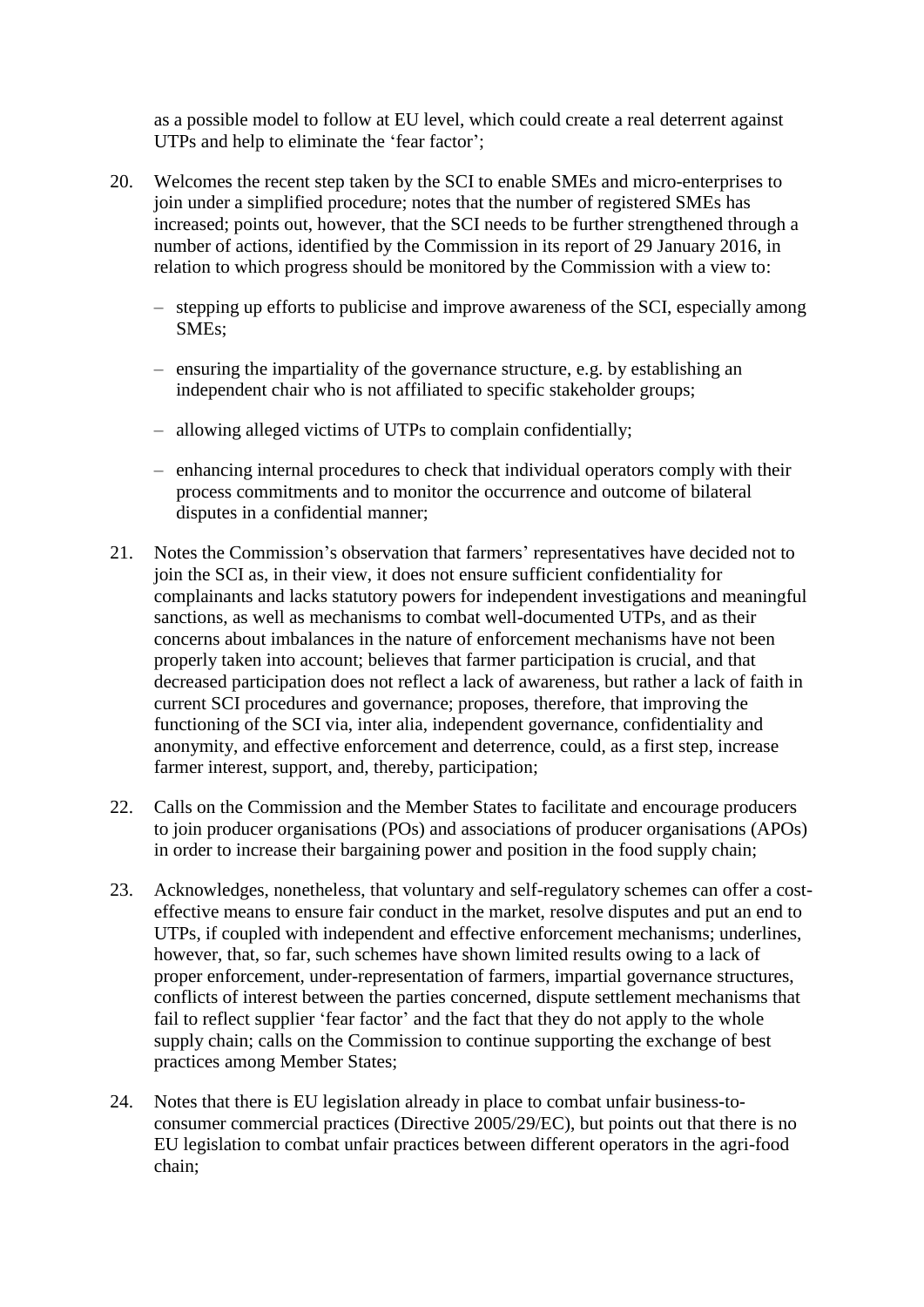as a possible model to follow at EU level, which could create a real deterrent against UTPs and help to eliminate the 'fear factor';

20. Welcomes the recent step taken by the SCI to enable SMEs and micro-enterprises to join under a simplified procedure; notes that the number of registered SMEs has increased; points out, however, that the SCI needs to be further strengthened through a number of actions, identified by the Commission in its report of 29 January 2016, in relation to which progress should be monitored by the Commission with a view to:

    – stepping up efforts to publicise and improve awareness of the SCI, especially among SMEs;

    – ensuring the impartiality of the governance structure, e.g. by establishing an independent chair who is not affiliated to specific stakeholder groups;

    – allowing alleged victims of UTPs to complain confidentially;

    – enhancing internal procedures to check that individual operators comply with their process commitments and to monitor the occurrence and outcome of bilateral disputes in a confidential manner;

21. Notes the Commission's observation that farmers' representatives have decided not to join the SCI as, in their view, it does not ensure sufficient confidentiality for complainants and lacks statutory powers for independent investigations and meaningful sanctions, as well as mechanisms to combat well-documented UTPs, and as their concerns about imbalances in the nature of enforcement mechanisms have not been properly taken into account; believes that farmer participation is crucial, and that decreased participation does not reflect a lack of awareness, but rather a lack of faith in current SCI procedures and governance; proposes, therefore, that improving the functioning of the SCI via, inter alia, independent governance, confidentiality and anonymity, and effective enforcement and deterrence, could, as a first step, increase farmer interest, support, and, thereby, participation;

22. Calls on the Commission and the Member States to facilitate and encourage producers to join producer organisations (POs) and associations of producer organisations (APOs) in order to increase their bargaining power and position in the food supply chain;

23. Acknowledges, nonetheless, that voluntary and self-regulatory schemes can offer a cost-effective means to ensure fair conduct in the market, resolve disputes and put an end to UTPs, if coupled with independent and effective enforcement mechanisms; underlines, however, that, so far, such schemes have shown limited results owing to a lack of proper enforcement, under-representation of farmers, impartial governance structures, conflicts of interest between the parties concerned, dispute settlement mechanisms that fail to reflect supplier 'fear factor' and the fact that they do not apply to the whole supply chain; calls on the Commission to continue supporting the exchange of best practices among Member States;

24. Notes that there is EU legislation already in place to combat unfair business-to-consumer commercial practices (Directive 2005/29/EC), but points out that there is no EU legislation to combat unfair practices between different operators in the agri-food chain;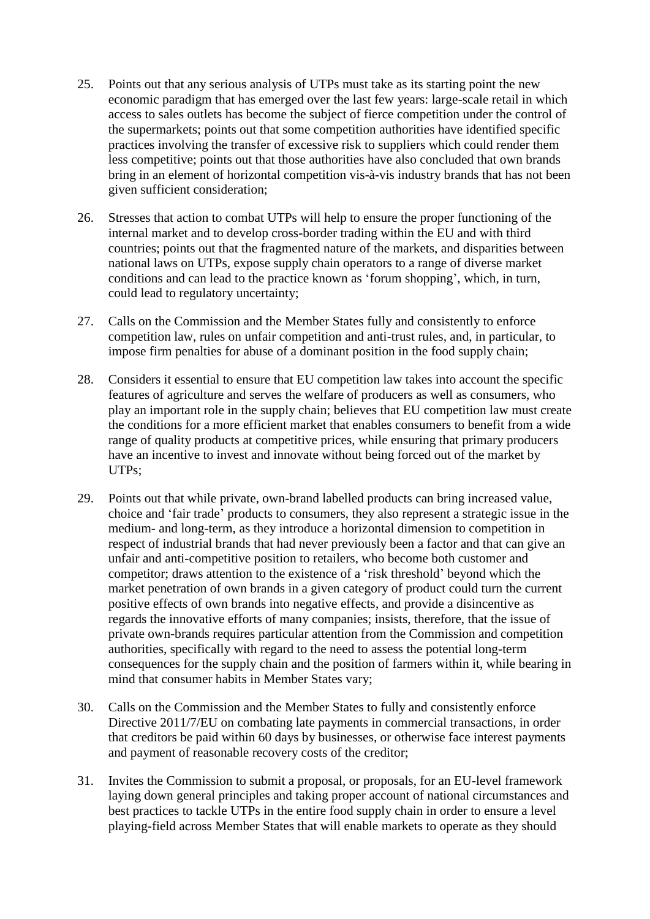25. Points out that any serious analysis of UTPs must take as its starting point the new economic paradigm that has emerged over the last few years: large-scale retail in which access to sales outlets has become the subject of fierce competition under the control of the supermarkets; points out that some competition authorities have identified specific practices involving the transfer of excessive risk to suppliers which could render them less competitive; points out that those authorities have also concluded that own brands bring in an element of horizontal competition vis-à-vis industry brands that has not been given sufficient consideration;

26. Stresses that action to combat UTPs will help to ensure the proper functioning of the internal market and to develop cross-border trading within the EU and with third countries; points out that the fragmented nature of the markets, and disparities between national laws on UTPs, expose supply chain operators to a range of diverse market conditions and can lead to the practice known as 'forum shopping', which, in turn, could lead to regulatory uncertainty;

27. Calls on the Commission and the Member States fully and consistently to enforce competition law, rules on unfair competition and anti-trust rules, and, in particular, to impose firm penalties for abuse of a dominant position in the food supply chain;

28. Considers it essential to ensure that EU competition law takes into account the specific features of agriculture and serves the welfare of producers as well as consumers, who play an important role in the supply chain; believes that EU competition law must create the conditions for a more efficient market that enables consumers to benefit from a wide range of quality products at competitive prices, while ensuring that primary producers have an incentive to invest and innovate without being forced out of the market by UTPs;

29. Points out that while private, own-brand labelled products can bring increased value, choice and 'fair trade' products to consumers, they also represent a strategic issue in the medium- and long-term, as they introduce a horizontal dimension to competition in respect of industrial brands that had never previously been a factor and that can give an unfair and anti-competitive position to retailers, who become both customer and competitor; draws attention to the existence of a 'risk threshold' beyond which the market penetration of own brands in a given category of product could turn the current positive effects of own brands into negative effects, and provide a disincentive as regards the innovative efforts of many companies; insists, therefore, that the issue of private own-brands requires particular attention from the Commission and competition authorities, specifically with regard to the need to assess the potential long-term consequences for the supply chain and the position of farmers within it, while bearing in mind that consumer habits in Member States vary;

30. Calls on the Commission and the Member States to fully and consistently enforce Directive 2011/7/EU on combating late payments in commercial transactions, in order that creditors be paid within 60 days by businesses, or otherwise face interest payments and payment of reasonable recovery costs of the creditor;

31. Invites the Commission to submit a proposal, or proposals, for an EU-level framework laying down general principles and taking proper account of national circumstances and best practices to tackle UTPs in the entire food supply chain in order to ensure a level playing-field across Member States that will enable markets to operate as they should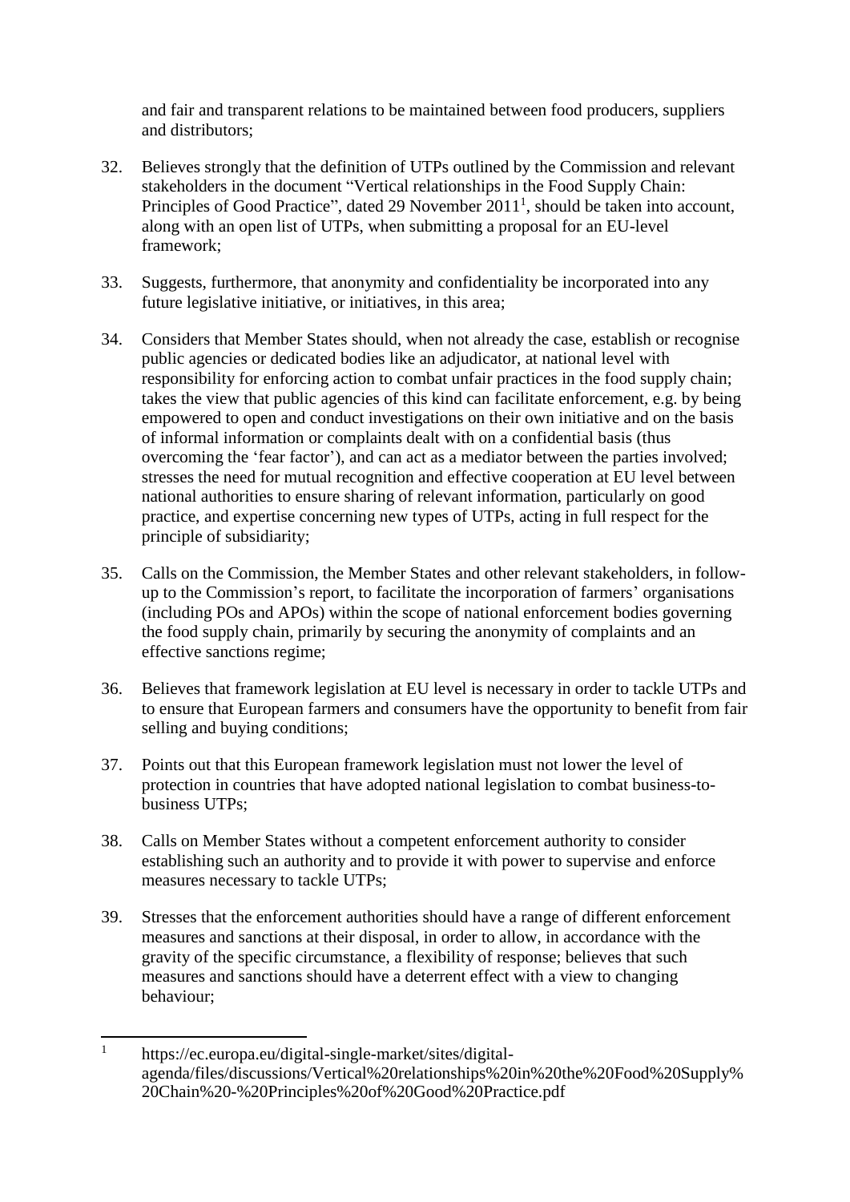and fair and transparent relations to be maintained between food producers, suppliers and distributors;

32. Believes strongly that the definition of UTPs outlined by the Commission and relevant stakeholders in the document "Vertical relationships in the Food Supply Chain: Principles of Good Practice", dated 29 November 2011[1], should be taken into account, along with an open list of UTPs, when submitting a proposal for an EU-level framework;

33. Suggests, furthermore, that anonymity and confidentiality be incorporated into any future legislative initiative, or initiatives, in this area;

34. Considers that Member States should, when not already the case, establish or recognise public agencies or dedicated bodies like an adjudicator, at national level with responsibility for enforcing action to combat unfair practices in the food supply chain; takes the view that public agencies of this kind can facilitate enforcement, e.g. by being empowered to open and conduct investigations on their own initiative and on the basis of informal information or complaints dealt with on a confidential basis (thus overcoming the 'fear factor'), and can act as a mediator between the parties involved; stresses the need for mutual recognition and effective cooperation at EU level between national authorities to ensure sharing of relevant information, particularly on good practice, and expertise concerning new types of UTPs, acting in full respect for the principle of subsidiarity;

35. Calls on the Commission, the Member States and other relevant stakeholders, in follow-up to the Commission's report, to facilitate the incorporation of farmers' organisations (including POs and APOs) within the scope of national enforcement bodies governing the food supply chain, primarily by securing the anonymity of complaints and an effective sanctions regime;

36. Believes that framework legislation at EU level is necessary in order to tackle UTPs and to ensure that European farmers and consumers have the opportunity to benefit from fair selling and buying conditions;

37. Points out that this European framework legislation must not lower the level of protection in countries that have adopted national legislation to combat business-to-business UTPs;

38. Calls on Member States without a competent enforcement authority to consider establishing such an authority and to provide it with power to supervise and enforce measures necessary to tackle UTPs;

39. Stresses that the enforcement authorities should have a range of different enforcement measures and sanctions at their disposal, in order to allow, in accordance with the gravity of the specific circumstance, a flexibility of response; believes that such measures and sanctions should have a deterrent effect with a view to changing behaviour;

---

[1] https://ec.europa.eu/digital-single-market/sites/digital-agenda/files/discussions/Vertical%20relationships%20in%20the%20Food%20Supply%20Chain%20-%20Principles%20of%20Good%20Practice.pdf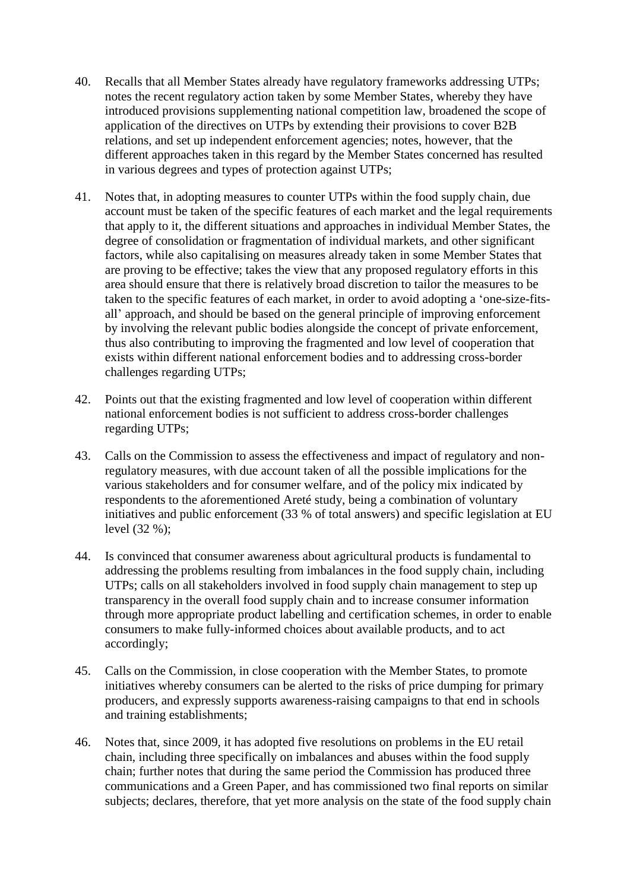40. Recalls that all Member States already have regulatory frameworks addressing UTPs; notes the recent regulatory action taken by some Member States, whereby they have introduced provisions supplementing national competition law, broadened the scope of application of the directives on UTPs by extending their provisions to cover B2B relations, and set up independent enforcement agencies; notes, however, that the different approaches taken in this regard by the Member States concerned has resulted in various degrees and types of protection against UTPs;

41. Notes that, in adopting measures to counter UTPs within the food supply chain, due account must be taken of the specific features of each market and the legal requirements that apply to it, the different situations and approaches in individual Member States, the degree of consolidation or fragmentation of individual markets, and other significant factors, while also capitalising on measures already taken in some Member States that are proving to be effective; takes the view that any proposed regulatory efforts in this area should ensure that there is relatively broad discretion to tailor the measures to be taken to the specific features of each market, in order to avoid adopting a 'one-size-fits-all' approach, and should be based on the general principle of improving enforcement by involving the relevant public bodies alongside the concept of private enforcement, thus also contributing to improving the fragmented and low level of cooperation that exists within different national enforcement bodies and to addressing cross-border challenges regarding UTPs;

42. Points out that the existing fragmented and low level of cooperation within different national enforcement bodies is not sufficient to address cross-border challenges regarding UTPs;

43. Calls on the Commission to assess the effectiveness and impact of regulatory and non-regulatory measures, with due account taken of all the possible implications for the various stakeholders and for consumer welfare, and of the policy mix indicated by respondents to the aforementioned Areté study, being a combination of voluntary initiatives and public enforcement (33 % of total answers) and specific legislation at EU level (32 %);

44. Is convinced that consumer awareness about agricultural products is fundamental to addressing the problems resulting from imbalances in the food supply chain, including UTPs; calls on all stakeholders involved in food supply chain management to step up transparency in the overall food supply chain and to increase consumer information through more appropriate product labelling and certification schemes, in order to enable consumers to make fully-informed choices about available products, and to act accordingly;

45. Calls on the Commission, in close cooperation with the Member States, to promote initiatives whereby consumers can be alerted to the risks of price dumping for primary producers, and expressly supports awareness-raising campaigns to that end in schools and training establishments;

46. Notes that, since 2009, it has adopted five resolutions on problems in the EU retail chain, including three specifically on imbalances and abuses within the food supply chain; further notes that during the same period the Commission has produced three communications and a Green Paper, and has commissioned two final reports on similar subjects; declares, therefore, that yet more analysis on the state of the food supply chain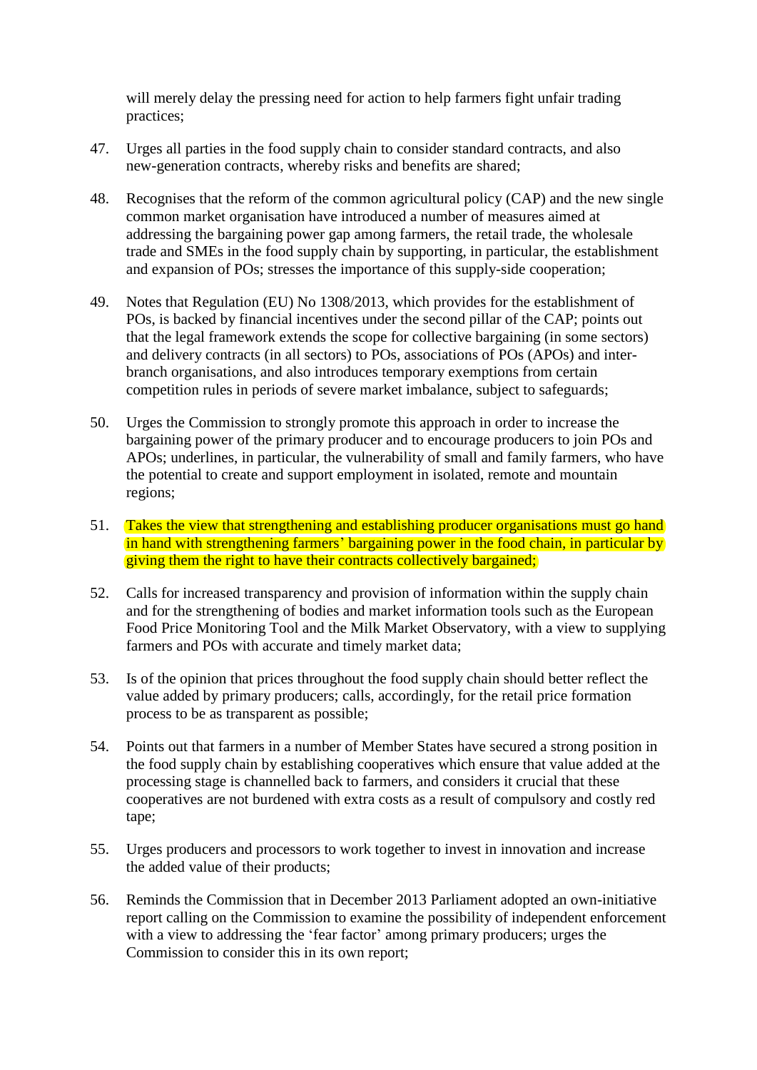will merely delay the pressing need for action to help farmers fight unfair trading practices;

47. Urges all parties in the food supply chain to consider standard contracts, and also new-generation contracts, whereby risks and benefits are shared;

48. Recognises that the reform of the common agricultural policy (CAP) and the new single common market organisation have introduced a number of measures aimed at addressing the bargaining power gap among farmers, the retail trade, the wholesale trade and SMEs in the food supply chain by supporting, in particular, the establishment and expansion of POs; stresses the importance of this supply-side cooperation;

49. Notes that Regulation (EU) No 1308/2013, which provides for the establishment of POs, is backed by financial incentives under the second pillar of the CAP; points out that the legal framework extends the scope for collective bargaining (in some sectors) and delivery contracts (in all sectors) to POs, associations of POs (APOs) and inter-branch organisations, and also introduces temporary exemptions from certain competition rules in periods of severe market imbalance, subject to safeguards;

50. Urges the Commission to strongly promote this approach in order to increase the bargaining power of the primary producer and to encourage producers to join POs and APOs; underlines, in particular, the vulnerability of small and family farmers, who have the potential to create and support employment in isolated, remote and mountain regions;

51. Takes the view that strengthening and establishing producer organisations must go hand in hand with strengthening farmers' bargaining power in the food chain, in particular by giving them the right to have their contracts collectively bargained;

52. Calls for increased transparency and provision of information within the supply chain and for the strengthening of bodies and market information tools such as the European Food Price Monitoring Tool and the Milk Market Observatory, with a view to supplying farmers and POs with accurate and timely market data;

53. Is of the opinion that prices throughout the food supply chain should better reflect the value added by primary producers; calls, accordingly, for the retail price formation process to be as transparent as possible;

54. Points out that farmers in a number of Member States have secured a strong position in the food supply chain by establishing cooperatives which ensure that value added at the processing stage is channelled back to farmers, and considers it crucial that these cooperatives are not burdened with extra costs as a result of compulsory and costly red tape;

55. Urges producers and processors to work together to invest in innovation and increase the added value of their products;

56. Reminds the Commission that in December 2013 Parliament adopted an own-initiative report calling on the Commission to examine the possibility of independent enforcement with a view to addressing the 'fear factor' among primary producers; urges the Commission to consider this in its own report;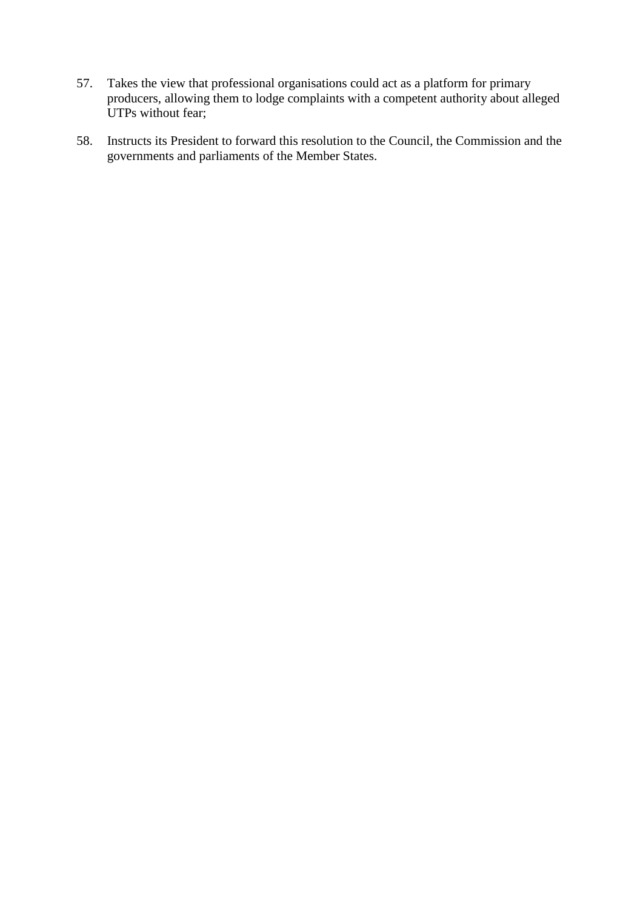57. Takes the view that professional organisations could act as a platform for primary producers, allowing them to lodge complaints with a competent authority about alleged UTPs without fear;

58. Instructs its President to forward this resolution to the Council, the Commission and the governments and parliaments of the Member States.